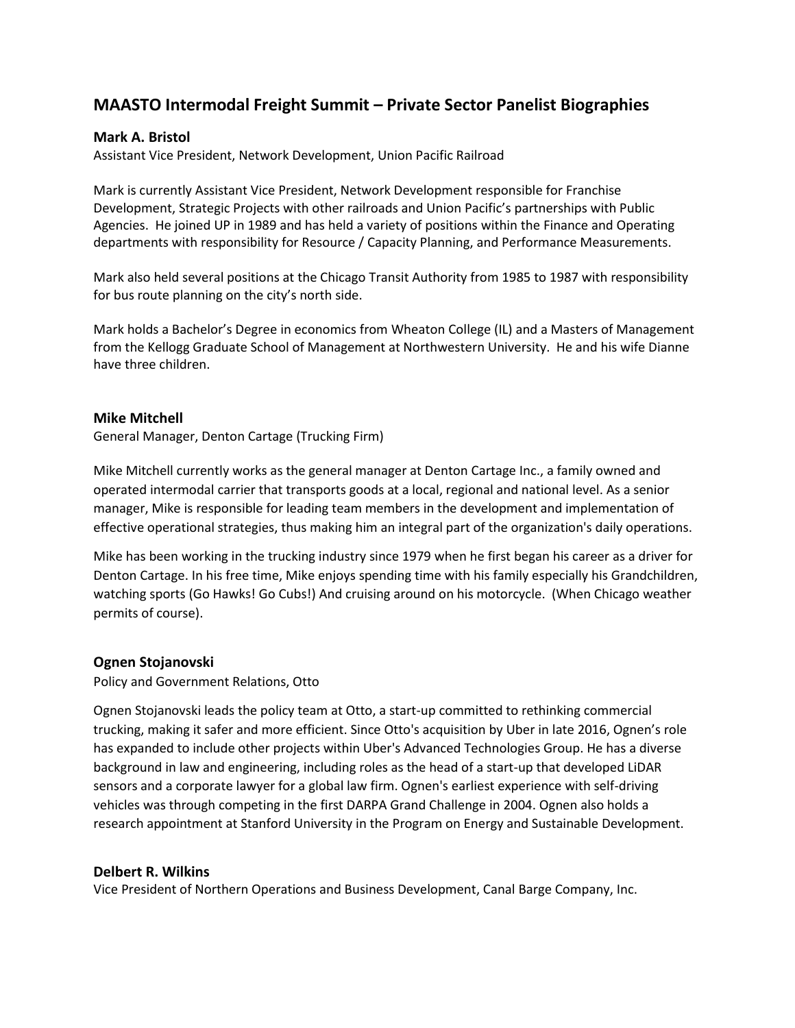## MAASTO Intermodal Freight Summit – Private Sector Panelist Biographies

### Mark A. Bristol

Assistant Vice President, Network Development, Union Pacific Railroad

Mark is currently Assistant Vice President, Network Development responsible for Franchise Development, Strategic Projects with other railroads and Union Pacific's partnerships with Public Agencies. He joined UP in 1989 and has held a variety of positions within the Finance and Operating departments with responsibility for Resource / Capacity Planning, and Performance Measurements.

Mark also held several positions at the Chicago Transit Authority from 1985 to 1987 with responsibility for bus route planning on the city's north side.

Mark holds a Bachelor's Degree in economics from Wheaton College (IL) and a Masters of Management from the Kellogg Graduate School of Management at Northwestern University. He and his wife Dianne have three children.

### Mike Mitchell

General Manager, Denton Cartage (Trucking Firm)

Mike Mitchell currently works as the general manager at Denton Cartage Inc., a family owned and operated intermodal carrier that transports goods at a local, regional and national level. As a senior manager, Mike is responsible for leading team members in the development and implementation of effective operational strategies, thus making him an integral part of the organization's daily operations.

Mike has been working in the trucking industry since 1979 when he first began his career as a driver for Denton Cartage. In his free time, Mike enjoys spending time with his family especially his Grandchildren, watching sports (Go Hawks! Go Cubs!) And cruising around on his motorcycle. (When Chicago weather permits of course).

### Ognen Stojanovski

Policy and Government Relations, Otto

Ognen Stojanovski leads the policy team at Otto, a start-up committed to rethinking commercial trucking, making it safer and more efficient. Since Otto's acquisition by Uber in late 2016, Ognen's role has expanded to include other projects within Uber's Advanced Technologies Group. He has a diverse background in law and engineering, including roles as the head of a start-up that developed LiDAR sensors and a corporate lawyer for a global law firm. Ognen's earliest experience with self-driving vehicles was through competing in the first DARPA Grand Challenge in 2004. Ognen also holds a research appointment at Stanford University in the Program on Energy and Sustainable Development.

### Delbert R. Wilkins

Vice President of Northern Operations and Business Development, Canal Barge Company, Inc.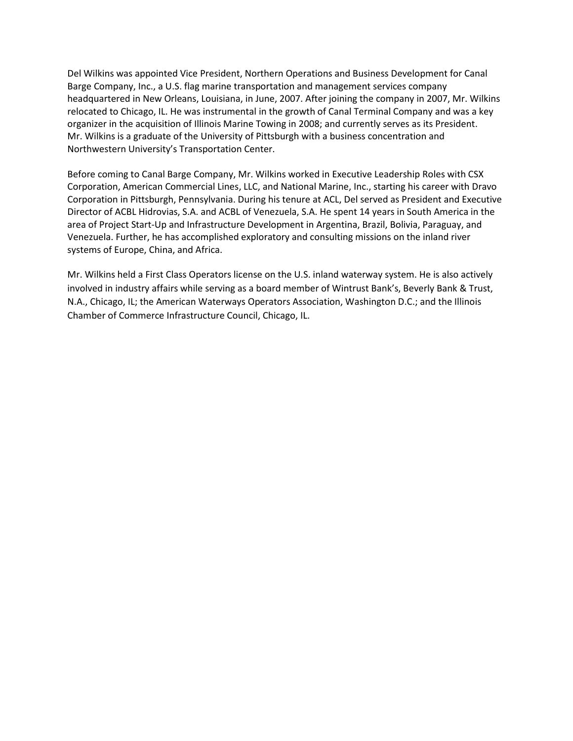Del Wilkins was appointed Vice President, Northern Operations and Business Development for Canal Barge Company, Inc., a U.S. flag marine transportation and management services company headquartered in New Orleans, Louisiana, in June, 2007. After joining the company in 2007, Mr. Wilkins relocated to Chicago, IL. He was instrumental in the growth of Canal Terminal Company and was a key organizer in the acquisition of Illinois Marine Towing in 2008; and currently serves as its President. Mr. Wilkins is a graduate of the University of Pittsburgh with a business concentration and Northwestern University's Transportation Center.

Before coming to Canal Barge Company, Mr. Wilkins worked in Executive Leadership Roles with CSX Corporation, American Commercial Lines, LLC, and National Marine, Inc., starting his career with Dravo Corporation in Pittsburgh, Pennsylvania. During his tenure at ACL, Del served as President and Executive Director of ACBL Hidrovias, S.A. and ACBL of Venezuela, S.A. He spent 14 years in South America in the area of Project Start-Up and Infrastructure Development in Argentina, Brazil, Bolivia, Paraguay, and Venezuela. Further, he has accomplished exploratory and consulting missions on the inland river systems of Europe, China, and Africa.

Mr. Wilkins held a First Class Operators license on the U.S. inland waterway system. He is also actively involved in industry affairs while serving as a board member of Wintrust Bank's, Beverly Bank & Trust, N.A., Chicago, IL; the American Waterways Operators Association, Washington D.C.; and the Illinois Chamber of Commerce Infrastructure Council, Chicago, IL.